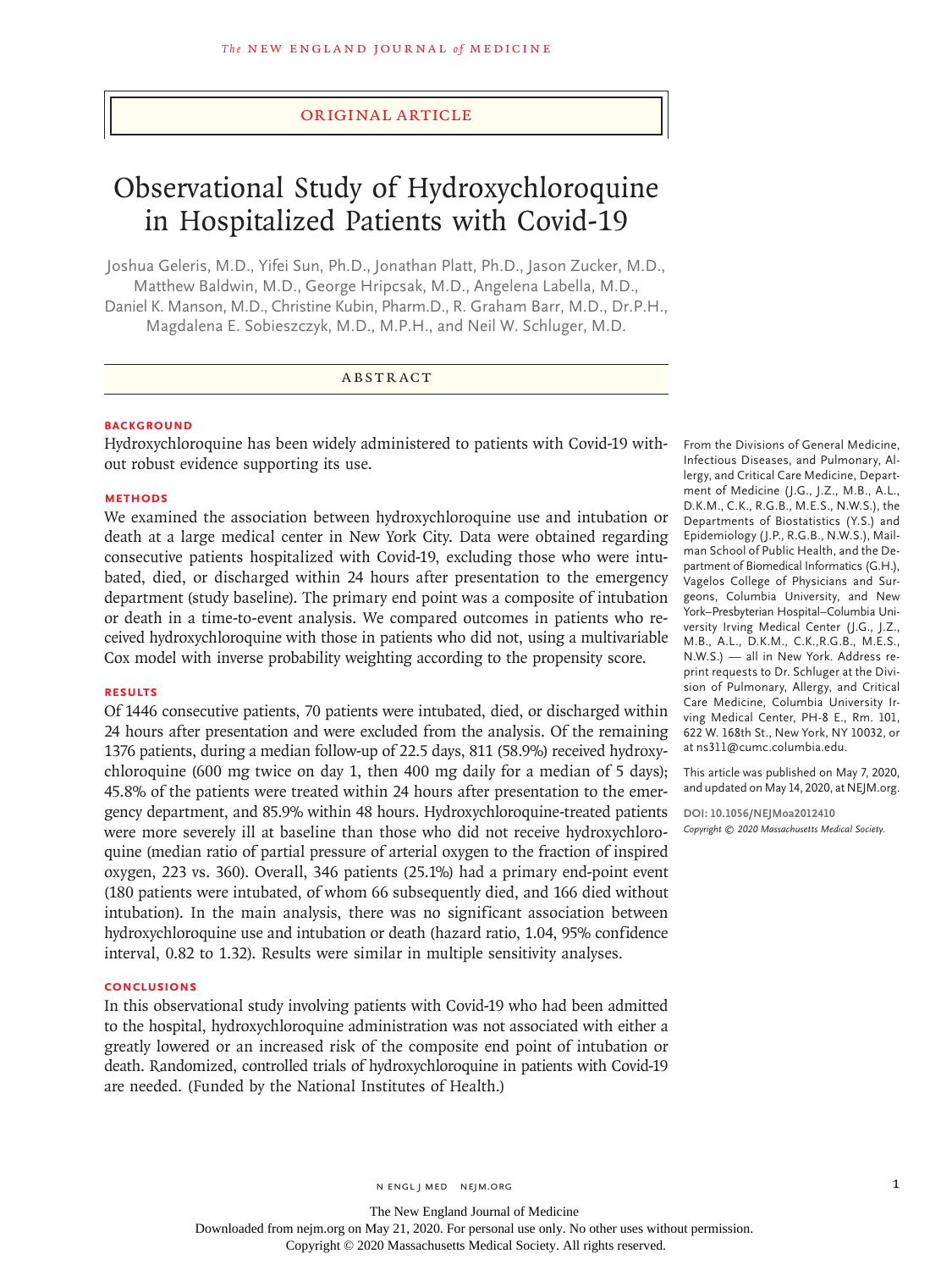ORIGINAL ARTICLE

# Observational Study of Hydroxychloroquine in Hospitalized Patients with Covid-19

Joshua Geleris, M.D., Yifei Sun, Ph.D., Jonathan Platt, Ph.D., Jason Zucker, M.D., Matthew Baldwin, M.D., George Hripcsak, M.D., Angelena Labella, M.D., Daniel K. Manson, M.D., Christine Kubin, Pharm.D., R. Graham Barr, M.D., Dr.P.H., Magdalena E. Sobieszczyk, M.D., M.P.H., and Neil W. Schluger, M.D.

## ABSTRACT

### BACKGROUND

Hydroxychloroquine has been widely administered to patients with Covid-19 without robust evidence supporting its use.

### METHODS

We examined the association between hydroxychloroquine use and intubation or death at a large medical center in New York City. Data were obtained regarding consecutive patients hospitalized with Covid-19, excluding those who were intubated, died, or discharged within 24 hours after presentation to the emergency department (study baseline). The primary end point was a composite of intubation or death in a time-to-event analysis. We compared outcomes in patients who received hydroxychloroquine with those in patients who did not, using a multivariable Cox model with inverse probability weighting according to the propensity score.

### RESULTS

Of 1446 consecutive patients, 70 patients were intubated, died, or discharged within 24 hours after presentation and were excluded from the analysis. Of the remaining 1376 patients, during a median follow-up of 22.5 days, 811 (58.9%) received hydroxychloroquine (600 mg twice on day 1, then 400 mg daily for a median of 5 days); 45.8% of the patients were treated within 24 hours after presentation to the emergency department, and 85.9% within 48 hours. Hydroxychloroquine-treated patients were more severely ill at baseline than those who did not receive hydroxychloroquine (median ratio of partial pressure of arterial oxygen to the fraction of inspired oxygen, 223 vs. 360). Overall, 346 patients (25.1%) had a primary end-point event (180 patients were intubated, of whom 66 subsequently died, and 166 died without intubation). In the main analysis, there was no significant association between hydroxychloroquine use and intubation or death (hazard ratio, 1.04, 95% confidence interval, 0.82 to 1.32). Results were similar in multiple sensitivity analyses.

### CONCLUSIONS

In this observational study involving patients with Covid-19 who had been admitted to the hospital, hydroxychloroquine administration was not associated with either a greatly lowered or an increased risk of the composite end point of intubation or death. Randomized, controlled trials of hydroxychloroquine in patients with Covid-19 are needed. (Funded by the National Institutes of Health.)

From the Divisions of General Medicine, Infectious Diseases, and Pulmonary, Allergy, and Critical Care Medicine, Department of Medicine (J.G., J.Z., M.B., A.L., D.K.M., C.K., R.G.B., M.E.S., N.W.S.), the Departments of Biostatistics (Y.S.) and Epidemiology (J.P., R.G.B., N.W.S.), Mailman School of Public Health, and the Department of Biomedical Informatics (G.H.), Vagelos College of Physicians and Surgeons, Columbia University, and New York–Presbyterian Hospital–Columbia University Irving Medical Center (J.G., J.Z., M.B., A.L., D.K.M., C.K.,R.G.B., M.E.S., N.W.S.) — all in New York. Address reprint requests to Dr. Schluger at the Division of Pulmonary, Allergy, and Critical Care Medicine, Columbia University Irving Medical Center, PH-8 E., Rm. 101, 622 W. 168th St., New York, NY 10032, or at ns311@cumc.columbia.edu.

This article was published on May 7, 2020, and updated on May 14, 2020, at NEJM.org.

**DOI: 10.1056/NEJMoa2012410**
*Copyright © 2020 Massachusetts Medical Society.*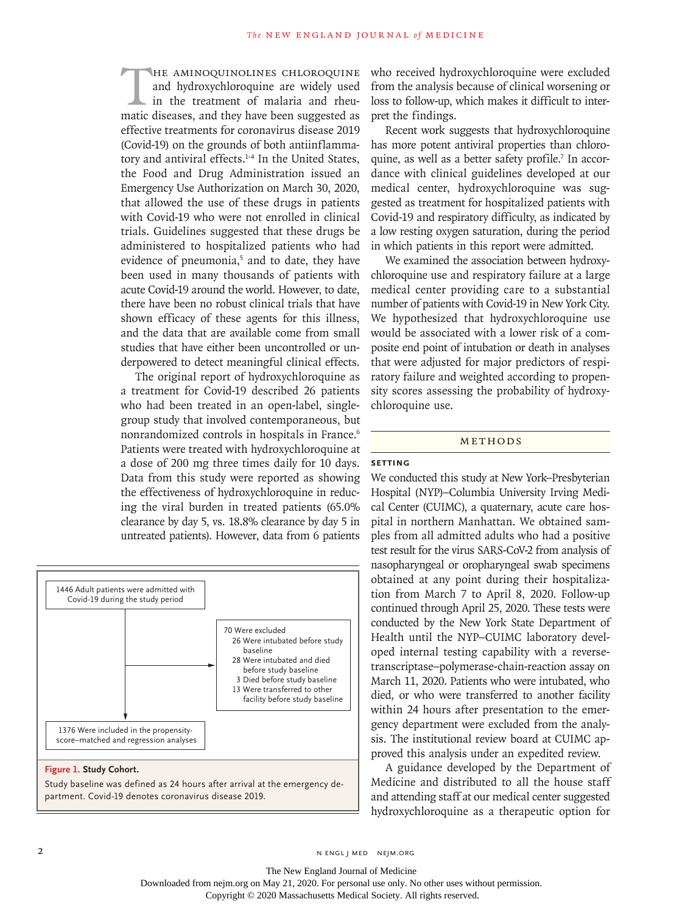The aminoquinolines chloroquine and hydroxychloroquine are widely used in the treatment of malaria and rheumatic diseases, and they have been suggested as effective treatments for coronavirus disease 2019 (Covid-19) on the grounds of both antiinflammatory and antiviral effects.[1-4] In the United States, the Food and Drug Administration issued an Emergency Use Authorization on March 30, 2020, that allowed the use of these drugs in patients with Covid-19 who were not enrolled in clinical trials. Guidelines suggested that these drugs be administered to hospitalized patients who had evidence of pneumonia,[5] and to date, they have been used in many thousands of patients with acute Covid-19 around the world. However, to date, there have been no robust clinical trials that have shown efficacy of these agents for this illness, and the data that are available come from small studies that have either been uncontrolled or underpowered to detect meaningful clinical effects.

The original report of hydroxychloroquine as a treatment for Covid-19 described 26 patients who had been treated in an open-label, single-group study that involved contemporaneous, but nonrandomized controls in hospitals in France.[6] Patients were treated with hydroxychloroquine at a dose of 200 mg three times daily for 10 days. Data from this study were reported as showing the effectiveness of hydroxychloroquine in reducing the viral burden in treated patients (65.0% clearance by day 5, vs. 18.8% clearance by day 5 in untreated patients). However, data from 6 patients who received hydroxychloroquine were excluded from the analysis because of clinical worsening or loss to follow-up, which makes it difficult to interpret the findings.

Recent work suggests that hydroxychloroquine has more potent antiviral properties than chloroquine, as well as a better safety profile.[7] In accordance with clinical guidelines developed at our medical center, hydroxychloroquine was suggested as treatment for hospitalized patients with Covid-19 and respiratory difficulty, as indicated by a low resting oxygen saturation, during the period in which patients in this report were admitted.

We examined the association between hydroxychloroquine use and respiratory failure at a large medical center providing care to a substantial number of patients with Covid-19 in New York City. We hypothesized that hydroxychloroquine use would be associated with a lower risk of a composite end point of intubation or death in analyses that were adjusted for major predictors of respiratory failure and weighted according to propensity scores assessing the probability of hydroxychloroquine use.

1446 Adult patients were admitted with Covid-19 during the study period

70 Were excluded
- 26 Were intubated before study baseline
- 28 Were intubated and died before study baseline
- 3 Died before study baseline
- 13 Were transferred to other facility before study baseline

1376 Were included in the propensity-score–matched and regression analyses

**Figure 1. Study Cohort.**

Study baseline was defined as 24 hours after arrival at the emergency department. Covid-19 denotes coronavirus disease 2019.

## Methods

### Setting

We conducted this study at New York–Presbyterian Hospital (NYP)–Columbia University Irving Medical Center (CUIMC), a quaternary, acute care hospital in northern Manhattan. We obtained samples from all admitted adults who had a positive test result for the virus SARS-CoV-2 from analysis of nasopharyngeal or oropharyngeal swab specimens obtained at any point during their hospitalization from March 7 to April 8, 2020. Follow-up continued through April 25, 2020. These tests were conducted by the New York State Department of Health until the NYP–CUIMC laboratory developed internal testing capability with a reverse-transcriptase–polymerase-chain-reaction assay on March 11, 2020. Patients who were intubated, who died, or who were transferred to another facility within 24 hours after presentation to the emergency department were excluded from the analysis. The institutional review board at CUIMC approved this analysis under an expedited review.

A guidance developed by the Department of Medicine and distributed to all the house staff and attending staff at our medical center suggested hydroxychloroquine as a therapeutic option for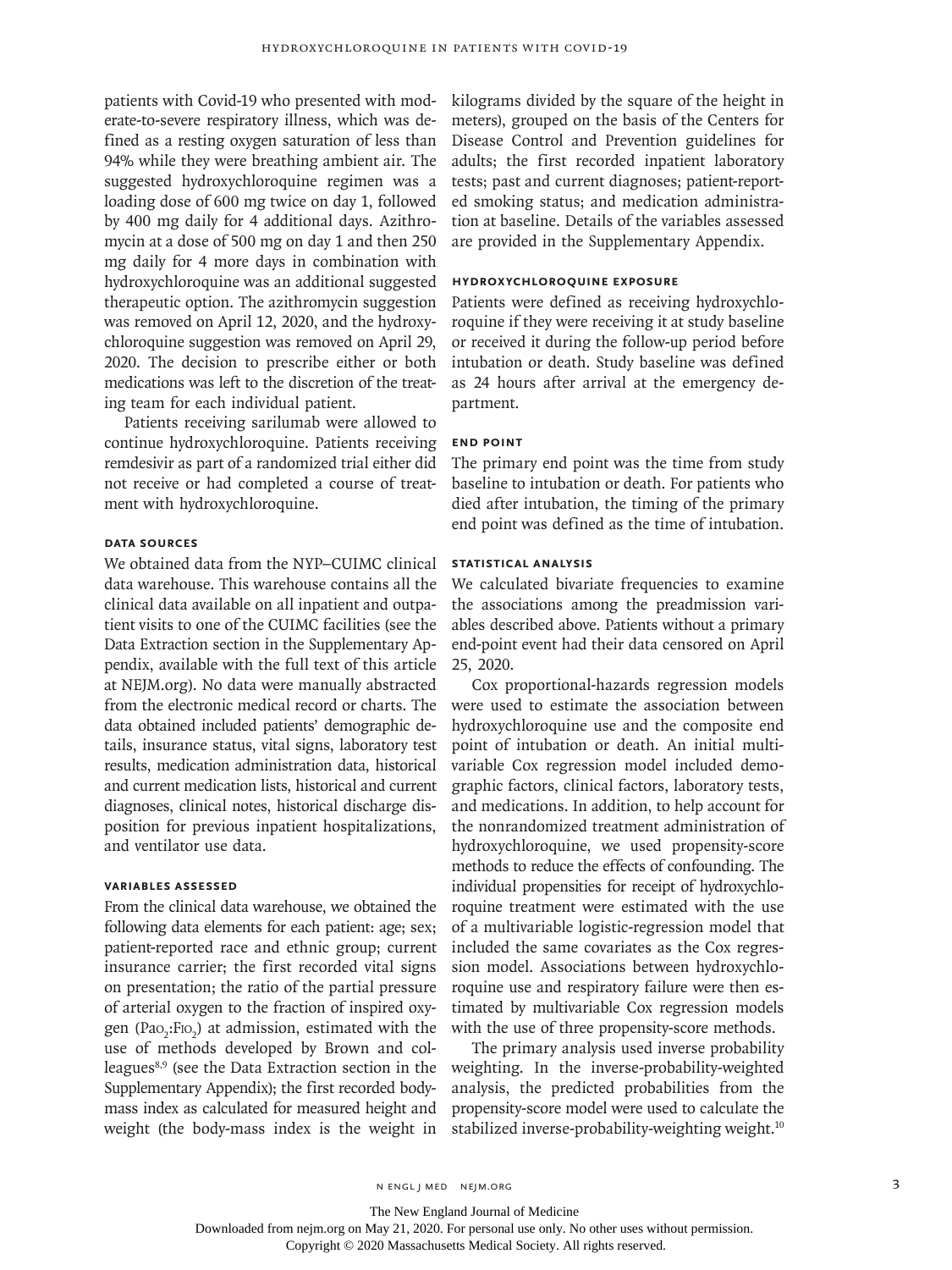patients with Covid-19 who presented with moderate-to-severe respiratory illness, which was defined as a resting oxygen saturation of less than 94% while they were breathing ambient air. The suggested hydroxychloroquine regimen was a loading dose of 600 mg twice on day 1, followed by 400 mg daily for 4 additional days. Azithromycin at a dose of 500 mg on day 1 and then 250 mg daily for 4 more days in combination with hydroxychloroquine was an additional suggested therapeutic option. The azithromycin suggestion was removed on April 12, 2020, and the hydroxychloroquine suggestion was removed on April 29, 2020. The decision to prescribe either or both medications was left to the discretion of the treating team for each individual patient.

Patients receiving sarilumab were allowed to continue hydroxychloroquine. Patients receiving remdesivir as part of a randomized trial either did not receive or had completed a course of treatment with hydroxychloroquine.

### Data Sources

We obtained data from the NYP–CUIMC clinical data warehouse. This warehouse contains all the clinical data available on all inpatient and outpatient visits to one of the CUIMC facilities (see the Data Extraction section in the Supplementary Appendix, available with the full text of this article at NEJM.org). No data were manually abstracted from the electronic medical record or charts. The data obtained included patients' demographic details, insurance status, vital signs, laboratory test results, medication administration data, historical and current medication lists, historical and current diagnoses, clinical notes, historical discharge disposition for previous inpatient hospitalizations, and ventilator use data.

### Variables Assessed

From the clinical data warehouse, we obtained the following data elements for each patient: age; sex; patient-reported race and ethnic group; current insurance carrier; the first recorded vital signs on presentation; the ratio of the partial pressure of arterial oxygen to the fraction of inspired oxygen ($Pa_{O_2}$:$FI_{O_2}$) at admission, estimated with the use of methods developed by Brown and colleagues[8,9] (see the Data Extraction section in the Supplementary Appendix); the first recorded body-mass index as calculated for measured height and weight (the body-mass index is the weight in kilograms divided by the square of the height in meters), grouped on the basis of the Centers for Disease Control and Prevention guidelines for adults; the first recorded inpatient laboratory tests; past and current diagnoses; patient-reported smoking status; and medication administration at baseline. Details of the variables assessed are provided in the Supplementary Appendix.

### Hydroxychloroquine Exposure

Patients were defined as receiving hydroxychloroquine if they were receiving it at study baseline or received it during the follow-up period before intubation or death. Study baseline was defined as 24 hours after arrival at the emergency department.

### End Point

The primary end point was the time from study baseline to intubation or death. For patients who died after intubation, the timing of the primary end point was defined as the time of intubation.

### Statistical Analysis

We calculated bivariate frequencies to examine the associations among the preadmission variables described above. Patients without a primary end-point event had their data censored on April 25, 2020.

Cox proportional-hazards regression models were used to estimate the association between hydroxychloroquine use and the composite end point of intubation or death. An initial multivariable Cox regression model included demographic factors, clinical factors, laboratory tests, and medications. In addition, to help account for the nonrandomized treatment administration of hydroxychloroquine, we used propensity-score methods to reduce the effects of confounding. The individual propensities for receipt of hydroxychloroquine treatment were estimated with the use of a multivariable logistic-regression model that included the same covariates as the Cox regression model. Associations between hydroxychloroquine use and respiratory failure were then estimated by multivariable Cox regression models with the use of three propensity-score methods.

The primary analysis used inverse probability weighting. In the inverse-probability-weighted analysis, the predicted probabilities from the propensity-score model were used to calculate the stabilized inverse-probability-weighting weight.[10]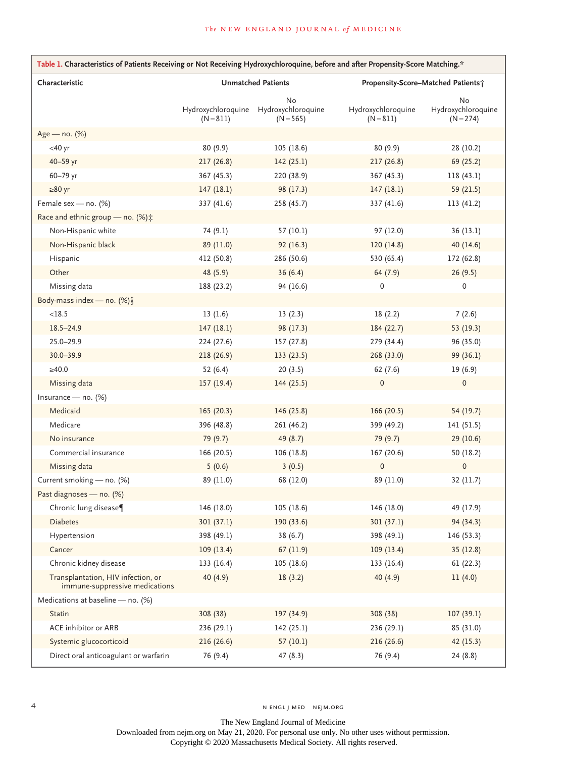**Table 1. Characteristics of Patients Receiving or Not Receiving Hydroxychloroquine, before and after Propensity-Score Matching.***

| Characteristic | Unmatched Patients | | Propensity-Score–Matched Patients† | |
|---|---|---|---|---|
| | Hydroxychloroquine (N=811) | No Hydroxychloroquine (N=565) | Hydroxychloroquine (N=811) | No Hydroxychloroquine (N=274) |
| Age — no. (%) | | | | |
| <40 yr | 80 (9.9) | 105 (18.6) | 80 (9.9) | 28 (10.2) |
| 40–59 yr | 217 (26.8) | 142 (25.1) | 217 (26.8) | 69 (25.2) |
| 60–79 yr | 367 (45.3) | 220 (38.9) | 367 (45.3) | 118 (43.1) |
| ≥80 yr | 147 (18.1) | 98 (17.3) | 147 (18.1) | 59 (21.5) |
| Female sex — no. (%) | 337 (41.6) | 258 (45.7) | 337 (41.6) | 113 (41.2) |
| Race and ethnic group — no. (%)‡ | | | | |
| Non-Hispanic white | 74 (9.1) | 57 (10.1) | 97 (12.0) | 36 (13.1) |
| Non-Hispanic black | 89 (11.0) | 92 (16.3) | 120 (14.8) | 40 (14.6) |
| Hispanic | 412 (50.8) | 286 (50.6) | 530 (65.4) | 172 (62.8) |
| Other | 48 (5.9) | 36 (6.4) | 64 (7.9) | 26 (9.5) |
| Missing data | 188 (23.2) | 94 (16.6) | 0 | 0 |
| Body-mass index — no. (%)§ | | | | |
| <18.5 | 13 (1.6) | 13 (2.3) | 18 (2.2) | 7 (2.6) |
| 18.5–24.9 | 147 (18.1) | 98 (17.3) | 184 (22.7) | 53 (19.3) |
| 25.0–29.9 | 224 (27.6) | 157 (27.8) | 279 (34.4) | 96 (35.0) |
| 30.0–39.9 | 218 (26.9) | 133 (23.5) | 268 (33.0) | 99 (36.1) |
| ≥40.0 | 52 (6.4) | 20 (3.5) | 62 (7.6) | 19 (6.9) |
| Missing data | 157 (19.4) | 144 (25.5) | 0 | 0 |
| Insurance — no. (%) | | | | |
| Medicaid | 165 (20.3) | 146 (25.8) | 166 (20.5) | 54 (19.7) |
| Medicare | 396 (48.8) | 261 (46.2) | 399 (49.2) | 141 (51.5) |
| No insurance | 79 (9.7) | 49 (8.7) | 79 (9.7) | 29 (10.6) |
| Commercial insurance | 166 (20.5) | 106 (18.8) | 167 (20.6) | 50 (18.2) |
| Missing data | 5 (0.6) | 3 (0.5) | 0 | 0 |
| Current smoking — no. (%) | 89 (11.0) | 68 (12.0) | 89 (11.0) | 32 (11.7) |
| Past diagnoses — no. (%) | | | | |
| Chronic lung disease¶ | 146 (18.0) | 105 (18.6) | 146 (18.0) | 49 (17.9) |
| Diabetes | 301 (37.1) | 190 (33.6) | 301 (37.1) | 94 (34.3) |
| Hypertension | 398 (49.1) | 38 (6.7) | 398 (49.1) | 146 (53.3) |
| Cancer | 109 (13.4) | 67 (11.9) | 109 (13.4) | 35 (12.8) |
| Chronic kidney disease | 133 (16.4) | 105 (18.6) | 133 (16.4) | 61 (22.3) |
| Transplantation, HIV infection, or immune-suppressive medications | 40 (4.9) | 18 (3.2) | 40 (4.9) | 11 (4.0) |
| Medications at baseline — no. (%) | | | | |
| Statin | 308 (38) | 197 (34.9) | 308 (38) | 107 (39.1) |
| ACE inhibitor or ARB | 236 (29.1) | 142 (25.1) | 236 (29.1) | 85 (31.0) |
| Systemic glucocorticoid | 216 (26.6) | 57 (10.1) | 216 (26.6) | 42 (15.3) |
| Direct oral anticoagulant or warfarin | 76 (9.4) | 47 (8.3) | 76 (9.4) | 24 (8.8) |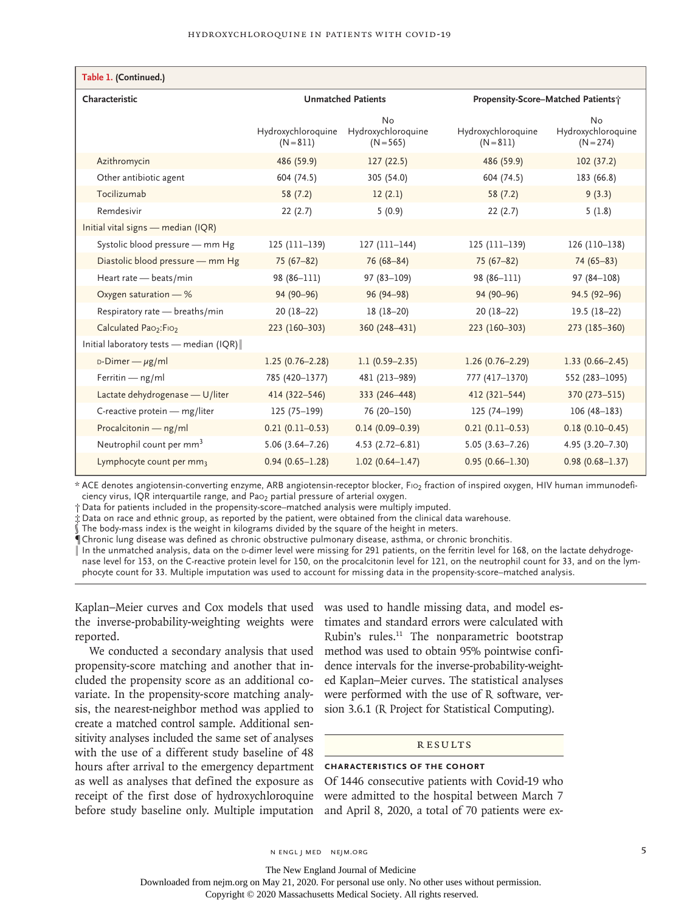**Table 1. (Continued.)**

| Characteristic | Unmatched Patients | | Propensity-Score–Matched Patients† | |
|---|---|---|---|---|
| | Hydroxychloroquine (N=811) | No Hydroxychloroquine (N=565) | Hydroxychloroquine (N=811) | No Hydroxychloroquine (N=274) |
| Azithromycin | 486 (59.9) | 127 (22.5) | 486 (59.9) | 102 (37.2) |
| Other antibiotic agent | 604 (74.5) | 305 (54.0) | 604 (74.5) | 183 (66.8) |
| Tocilizumab | 58 (7.2) | 12 (2.1) | 58 (7.2) | 9 (3.3) |
| Remdesivir | 22 (2.7) | 5 (0.9) | 22 (2.7) | 5 (1.8) |
| Initial vital signs — median (IQR) | | | | |
| Systolic blood pressure — mm Hg | 125 (111–139) | 127 (111–144) | 125 (111–139) | 126 (110–138) |
| Diastolic blood pressure — mm Hg | 75 (67–82) | 76 (68–84) | 75 (67–82) | 74 (65–83) |
| Heart rate — beats/min | 98 (86–111) | 97 (83–109) | 98 (86–111) | 97 (84–108) |
| Oxygen saturation — % | 94 (90–96) | 96 (94–98) | 94 (90–96) | 94.5 (92–96) |
| Respiratory rate — breaths/min | 20 (18–22) | 18 (18–20) | 20 (18–22) | 19.5 (18–22) |
| Calculated $Pa_{O_2}$:$F_{IO_2}$ | 223 (160–303) | 360 (248–431) | 223 (160–303) | 273 (185–360) |
| Initial laboratory tests — median (IQR)‖ | | | | |
| D-Dimer — μg/ml | 1.25 (0.76–2.28) | 1.1 (0.59–2.35) | 1.26 (0.76–2.29) | 1.33 (0.66–2.45) |
| Ferritin — ng/ml | 785 (420–1377) | 481 (213–989) | 777 (417–1370) | 552 (283–1095) |
| Lactate dehydrogenase — U/liter | 414 (322–546) | 333 (246–448) | 412 (321–544) | 370 (273–515) |
| C-reactive protein — mg/liter | 125 (75–199) | 76 (20–150) | 125 (74–199) | 106 (48–183) |
| Procalcitonin — ng/ml | 0.21 (0.11–0.53) | 0.14 (0.09–0.39) | 0.21 (0.11–0.53) | 0.18 (0.10–0.45) |
| Neutrophil count per $mm^3$ | 5.06 (3.64–7.26) | 4.53 (2.72–6.81) | 5.05 (3.63–7.26) | 4.95 (3.20–7.30) |
| Lymphocyte count per $mm_3$ | 0.94 (0.65–1.28) | 1.02 (0.64–1.47) | 0.95 (0.66–1.30) | 0.98 (0.68–1.37) |

\* ACE denotes angiotensin-converting enzyme, ARB angiotensin-receptor blocker, $F_{IO_2}$ fraction of inspired oxygen, HIV human immunodeficiency virus, IQR interquartile range, and $Pa_{O_2}$ partial pressure of arterial oxygen.

† Data for patients included in the propensity-score–matched analysis were multiply imputed.

‡ Data on race and ethnic group, as reported by the patient, were obtained from the clinical data warehouse.

§ The body-mass index is the weight in kilograms divided by the square of the height in meters.

¶ Chronic lung disease was defined as chronic obstructive pulmonary disease, asthma, or chronic bronchitis.

‖ In the unmatched analysis, data on the D-dimer level were missing for 291 patients, on the ferritin level for 168, on the lactate dehydrogenase level for 153, on the C-reactive protein level for 150, on the procalcitonin level for 121, on the neutrophil count for 33, and on the lymphocyte count for 33. Multiple imputation was used to account for missing data in the propensity-score–matched analysis.

Kaplan–Meier curves and Cox models that used the inverse-probability-weighting weights were reported.

We conducted a secondary analysis that used propensity-score matching and another that included the propensity score as an additional covariate. In the propensity-score matching analysis, the nearest-neighbor method was applied to create a matched control sample. Additional sensitivity analyses included the same set of analyses with the use of a different study baseline of 48 hours after arrival to the emergency department as well as analyses that defined the exposure as receipt of the first dose of hydroxychloroquine before study baseline only. Multiple imputation was used to handle missing data, and model estimates and standard errors were calculated with Rubin's rules.[11] The nonparametric bootstrap method was used to obtain 95% pointwise confidence intervals for the inverse-probability-weighted Kaplan–Meier curves. The statistical analyses were performed with the use of R software, version 3.6.1 (R Project for Statistical Computing).

## Results

### Characteristics of the Cohort

Of 1446 consecutive patients with Covid-19 who were admitted to the hospital between March 7 and April 8, 2020, a total of 70 patients were ex-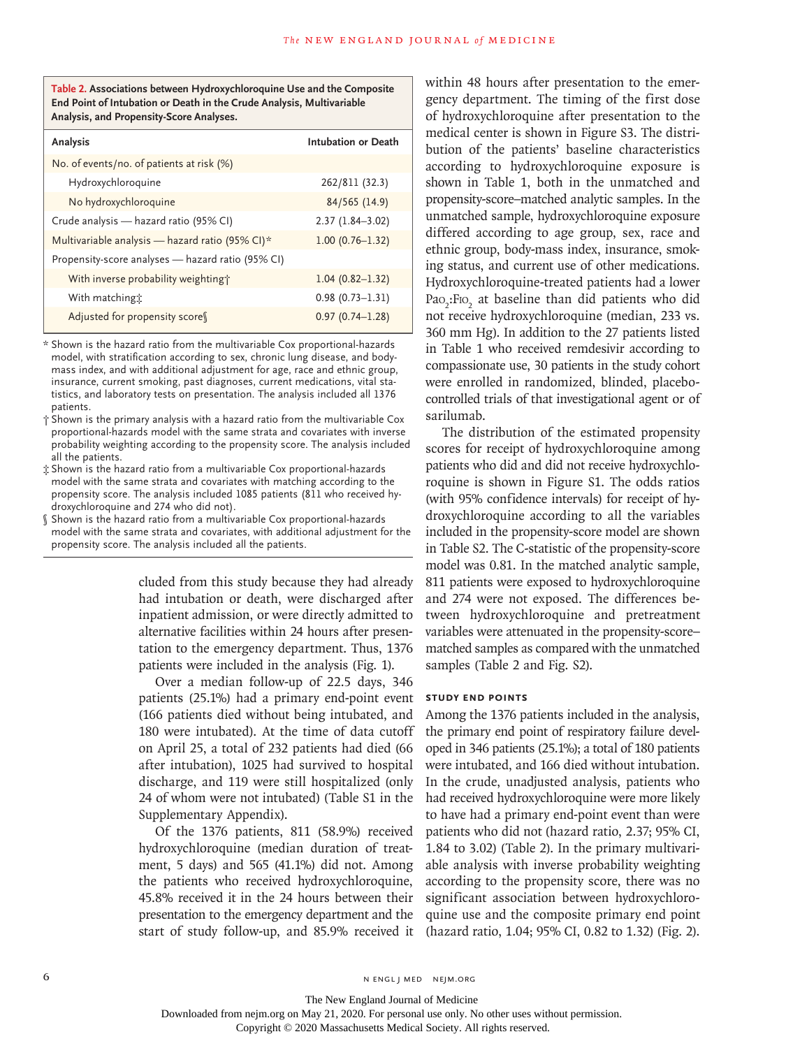**Table 2. Associations between Hydroxychloroquine Use and the Composite End Point of Intubation or Death in the Crude Analysis, Multivariable Analysis, and Propensity-Score Analyses.**

| Analysis | Intubation or Death |
|---|---|
| No. of events/no. of patients at risk (%) | |
| Hydroxychloroquine | 262/811 (32.3) |
| No hydroxychloroquine | 84/565 (14.9) |
| Crude analysis — hazard ratio (95% CI) | 2.37 (1.84–3.02) |
| Multivariable analysis — hazard ratio (95% CI)* | 1.00 (0.76–1.32) |
| Propensity-score analyses — hazard ratio (95% CI) | |
| With inverse probability weighting† | 1.04 (0.82–1.32) |
| With matching‡ | 0.98 (0.73–1.31) |
| Adjusted for propensity score§ | 0.97 (0.74–1.28) |

\* Shown is the hazard ratio from the multivariable Cox proportional-hazards model, with stratification according to sex, chronic lung disease, and body-mass index, and with additional adjustment for age, race and ethnic group, insurance, current smoking, past diagnoses, current medications, vital statistics, and laboratory tests on presentation. The analysis included all 1376 patients.

† Shown is the primary analysis with a hazard ratio from the multivariable Cox proportional-hazards model with the same strata and covariates with inverse probability weighting according to the propensity score. The analysis included all the patients.

‡ Shown is the hazard ratio from a multivariable Cox proportional-hazards model with the same strata and covariates with matching according to the propensity score. The analysis included 1085 patients (811 who received hydroxychloroquine and 274 who did not).

§ Shown is the hazard ratio from a multivariable Cox proportional-hazards model with the same strata and covariates, with additional adjustment for the propensity score. The analysis included all the patients.

cluded from this study because they had already had intubation or death, were discharged after inpatient admission, or were directly admitted to alternative facilities within 24 hours after presentation to the emergency department. Thus, 1376 patients were included in the analysis (Fig. 1).

Over a median follow-up of 22.5 days, 346 patients (25.1%) had a primary end-point event (166 patients died without being intubated, and 180 were intubated). At the time of data cutoff on April 25, a total of 232 patients had died (66 after intubation), 1025 had survived to hospital discharge, and 119 were still hospitalized (only 24 of whom were not intubated) (Table S1 in the Supplementary Appendix).

Of the 1376 patients, 811 (58.9%) received hydroxychloroquine (median duration of treatment, 5 days) and 565 (41.1%) did not. Among the patients who received hydroxychloroquine, 45.8% received it in the 24 hours between their presentation to the emergency department and the start of study follow-up, and 85.9% received it within 48 hours after presentation to the emergency department. The timing of the first dose of hydroxychloroquine after presentation to the medical center is shown in Figure S3. The distribution of the patients' baseline characteristics according to hydroxychloroquine exposure is shown in Table 1, both in the unmatched and propensity-score–matched analytic samples. In the unmatched sample, hydroxychloroquine exposure differed according to age group, sex, race and ethnic group, body-mass index, insurance, smoking status, and current use of other medications. Hydroxychloroquine-treated patients had a lower $Pa_{O_2}:FI_{O_2}$ at baseline than did patients who did not receive hydroxychloroquine (median, 233 vs. 360 mm Hg). In addition to the 27 patients listed in Table 1 who received remdesivir according to compassionate use, 30 patients in the study cohort were enrolled in randomized, blinded, placebo-controlled trials of that investigational agent or of sarilumab.

The distribution of the estimated propensity scores for receipt of hydroxychloroquine among patients who did and did not receive hydroxychloroquine is shown in Figure S1. The odds ratios (with 95% confidence intervals) for receipt of hydroxychloroquine according to all the variables included in the propensity-score model are shown in Table S2. The C-statistic of the propensity-score model was 0.81. In the matched analytic sample, 811 patients were exposed to hydroxychloroquine and 274 were not exposed. The differences between hydroxychloroquine and pretreatment variables were attenuated in the propensity-score–matched samples as compared with the unmatched samples (Table 2 and Fig. S2).

### STUDY END POINTS

Among the 1376 patients included in the analysis, the primary end point of respiratory failure developed in 346 patients (25.1%); a total of 180 patients were intubated, and 166 died without intubation. In the crude, unadjusted analysis, patients who had received hydroxychloroquine were more likely to have had a primary end-point event than were patients who did not (hazard ratio, 2.37; 95% CI, 1.84 to 3.02) (Table 2). In the primary multivariable analysis with inverse probability weighting according to the propensity score, there was no significant association between hydroxychloroquine use and the composite primary end point (hazard ratio, 1.04; 95% CI, 0.82 to 1.32) (Fig. 2).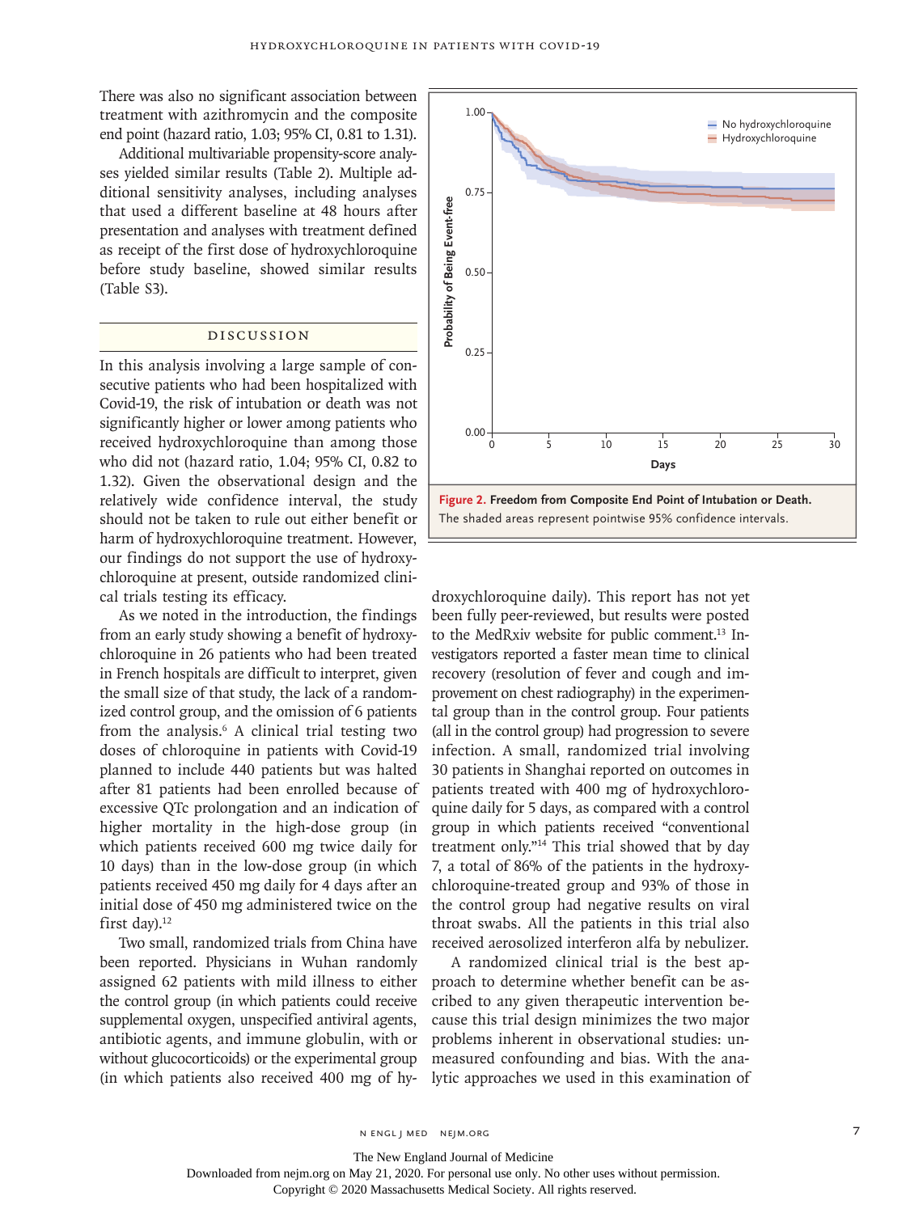There was also no significant association between treatment with azithromycin and the composite end point (hazard ratio, 1.03; 95% CI, 0.81 to 1.31).

Additional multivariable propensity-score analyses yielded similar results (Table 2). Multiple additional sensitivity analyses, including analyses that used a different baseline at 48 hours after presentation and analyses with treatment defined as receipt of the first dose of hydroxychloroquine before study baseline, showed similar results (Table S3).

## Discussion

In this analysis involving a large sample of consecutive patients who had been hospitalized with Covid-19, the risk of intubation or death was not significantly higher or lower among patients who received hydroxychloroquine than among those who did not (hazard ratio, 1.04; 95% CI, 0.82 to 1.32). Given the observational design and the relatively wide confidence interval, the study should not be taken to rule out either benefit or harm of hydroxychloroquine treatment. However, our findings do not support the use of hydroxychloroquine at present, outside randomized clinical trials testing its efficacy.

As we noted in the introduction, the findings from an early study showing a benefit of hydroxychloroquine in 26 patients who had been treated in French hospitals are difficult to interpret, given the small size of that study, the lack of a randomized control group, and the omission of 6 patients from the analysis.[6] A clinical trial testing two doses of chloroquine in patients with Covid-19 planned to include 440 patients but was halted after 81 patients had been enrolled because of excessive QTc prolongation and an indication of higher mortality in the high-dose group (in which patients received 600 mg twice daily for 10 days) than in the low-dose group (in which patients received 450 mg daily for 4 days after an initial dose of 450 mg administered twice on the first day).[12]

Figure 2. **Freedom from Composite End Point of Intubation or Death.** The shaded areas represent pointwise 95% confidence intervals.

Two small, randomized trials from China have been reported. Physicians in Wuhan randomly assigned 62 patients with mild illness to either the control group (in which patients could receive supplemental oxygen, unspecified antiviral agents, antibiotic agents, and immune globulin, with or without glucocorticoids) or the experimental group (in which patients also received 400 mg of hydroxychloroquine daily). This report has not yet been fully peer-reviewed, but results were posted to the MedRxiv website for public comment.[13] Investigators reported a faster mean time to clinical recovery (resolution of fever and cough and improvement on chest radiography) in the experimental group than in the control group. Four patients (all in the control group) had progression to severe infection. A small, randomized trial involving 30 patients in Shanghai reported on outcomes in patients treated with 400 mg of hydroxychloroquine daily for 5 days, as compared with a control group in which patients received "conventional treatment only."[14] This trial showed that by day 7, a total of 86% of the patients in the hydroxychloroquine-treated group and 93% of those in the control group had negative results on viral throat swabs. All the patients in this trial also received aerosolized interferon alfa by nebulizer.

A randomized clinical trial is the best approach to determine whether benefit can be ascribed to any given therapeutic intervention because this trial design minimizes the two major problems inherent in observational studies: unmeasured confounding and bias. With the analytic approaches we used in this examination of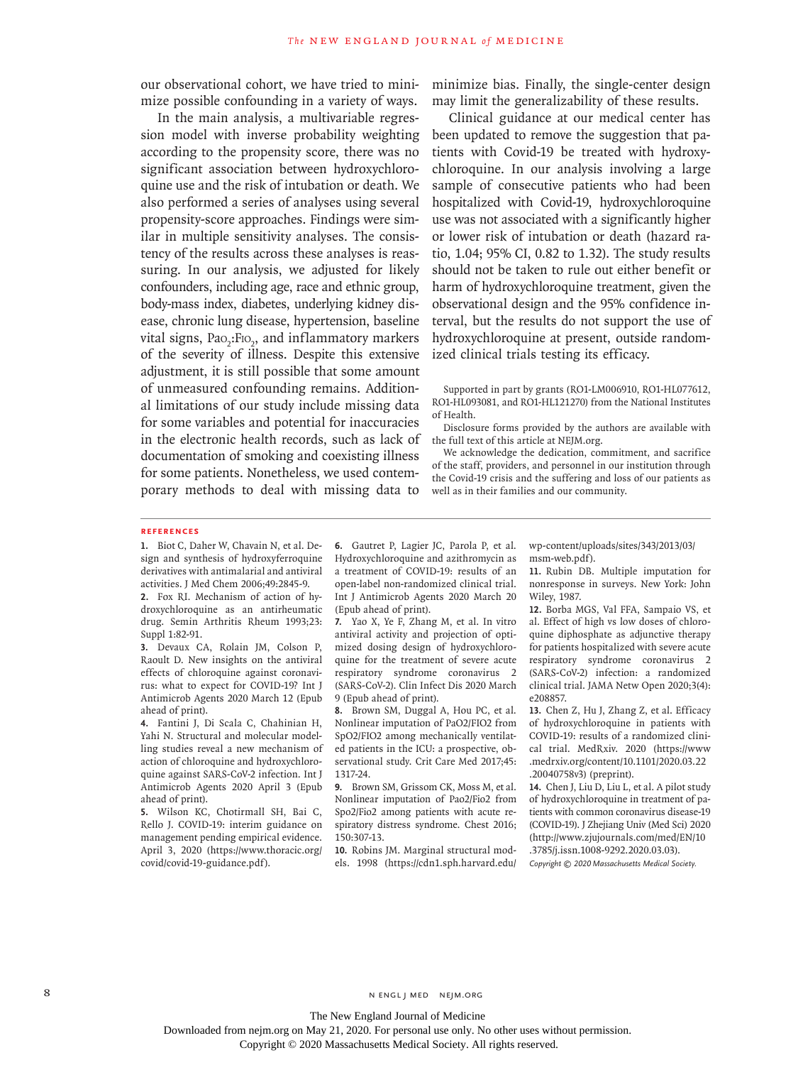our observational cohort, we have tried to minimize possible confounding in a variety of ways.

In the main analysis, a multivariable regression model with inverse probability weighting according to the propensity score, there was no significant association between hydroxychloroquine use and the risk of intubation or death. We also performed a series of analyses using several propensity-score approaches. Findings were similar in multiple sensitivity analyses. The consistency of the results across these analyses is reassuring. In our analysis, we adjusted for likely confounders, including age, race and ethnic group, body-mass index, diabetes, underlying kidney disease, chronic lung disease, hypertension, baseline vital signs, $Pa_{O_2}$:$F_{IO_2}$, and inflammatory markers of the severity of illness. Despite this extensive adjustment, it is still possible that some amount of unmeasured confounding remains. Additional limitations of our study include missing data for some variables and potential for inaccuracies in the electronic health records, such as lack of documentation of smoking and coexisting illness for some patients. Nonetheless, we used contemporary methods to deal with missing data to minimize bias. Finally, the single-center design may limit the generalizability of these results.

Clinical guidance at our medical center has been updated to remove the suggestion that patients with Covid-19 be treated with hydroxychloroquine. In our analysis involving a large sample of consecutive patients who had been hospitalized with Covid-19, hydroxychloroquine use was not associated with a significantly higher or lower risk of intubation or death (hazard ratio, 1.04; 95% CI, 0.82 to 1.32). The study results should not be taken to rule out either benefit or harm of hydroxychloroquine treatment, given the observational design and the 95% confidence interval, but the results do not support the use of hydroxychloroquine at present, outside randomized clinical trials testing its efficacy.

Supported in part by grants (RO1-LM006910, RO1-HL077612, RO1-HL093081, and RO1-HL121270) from the National Institutes of Health.

Disclosure forms provided by the authors are available with the full text of this article at NEJM.org.

We acknowledge the dedication, commitment, and sacrifice of the staff, providers, and personnel in our institution through the Covid-19 crisis and the suffering and loss of our patients as well as in their families and our community.

## References

1. Biot C, Daher W, Chavain N, et al. Design and synthesis of hydroxyferroquine derivatives with antimalarial and antiviral activities. J Med Chem 2006;49:2845-9.
2. Fox RI. Mechanism of action of hydroxychloroquine as an antirheumatic drug. Semin Arthritis Rheum 1993;23: Suppl 1:82-91.
3. Devaux CA, Rolain JM, Colson P, Raoult D. New insights on the antiviral effects of chloroquine against coronavirus: what to expect for COVID-19? Int J Antimicrob Agents 2020 March 12 (Epub ahead of print).
4. Fantini J, Di Scala C, Chahinian H, Yahi N. Structural and molecular modelling studies reveal a new mechanism of action of chloroquine and hydroxychloroquine against SARS-CoV-2 infection. Int J Antimicrob Agents 2020 April 3 (Epub ahead of print).
5. Wilson KC, Chotirmall SH, Bai C, Rello J. COVID-19: interim guidance on management pending empirical evidence. April 3, 2020 (https://www.thoracic.org/covid/covid-19-guidance.pdf).
6. Gautret P, Lagier JC, Parola P, et al. Hydroxychloroquine and azithromycin as a treatment of COVID-19: results of an open-label non-randomized clinical trial. Int J Antimicrob Agents 2020 March 20 (Epub ahead of print).
7. Yao X, Ye F, Zhang M, et al. In vitro antiviral activity and projection of optimized dosing design of hydroxychloroquine for the treatment of severe acute respiratory syndrome coronavirus 2 (SARS-CoV-2). Clin Infect Dis 2020 March 9 (Epub ahead of print).
8. Brown SM, Duggal A, Hou PC, et al. Nonlinear imputation of PaO2/FIO2 from SpO2/FIO2 among mechanically ventilated patients in the ICU: a prospective, observational study. Crit Care Med 2017;45: 1317-24.
9. Brown SM, Grissom CK, Moss M, et al. Nonlinear imputation of Pao2/Fio2 from Spo2/Fio2 among patients with acute respiratory distress syndrome. Chest 2016; 150:307-13.
10. Robins JM. Marginal structural models. 1998 (https://cdn1.sph.harvard.edu/wp-content/uploads/sites/343/2013/03/msm-web.pdf).
11. Rubin DB. Multiple imputation for nonresponse in surveys. New York: John Wiley, 1987.
12. Borba MGS, Val FFA, Sampaio VS, et al. Effect of high vs low doses of chloroquine diphosphate as adjunctive therapy for patients hospitalized with severe acute respiratory syndrome coronavirus 2 (SARS-CoV-2) infection: a randomized clinical trial. JAMA Netw Open 2020;3(4): e208857.
13. Chen Z, Hu J, Zhang Z, et al. Efficacy of hydroxychloroquine in patients with COVID-19: results of a randomized clinical trial. MedRxiv. 2020 (https://www.medrxiv.org/content/10.1101/2020.03.22.20040758v3) (preprint).
14. Chen J, Liu D, Liu L, et al. A pilot study of hydroxychloroquine in treatment of patients with common coronavirus disease-19 (COVID-19). J Zhejiang Univ (Med Sci) 2020 (http://www.zjujournals.com/med/EN/10.3785/j.issn.1008-9292.2020.03.03).

*Copyright © 2020 Massachusetts Medical Society.*